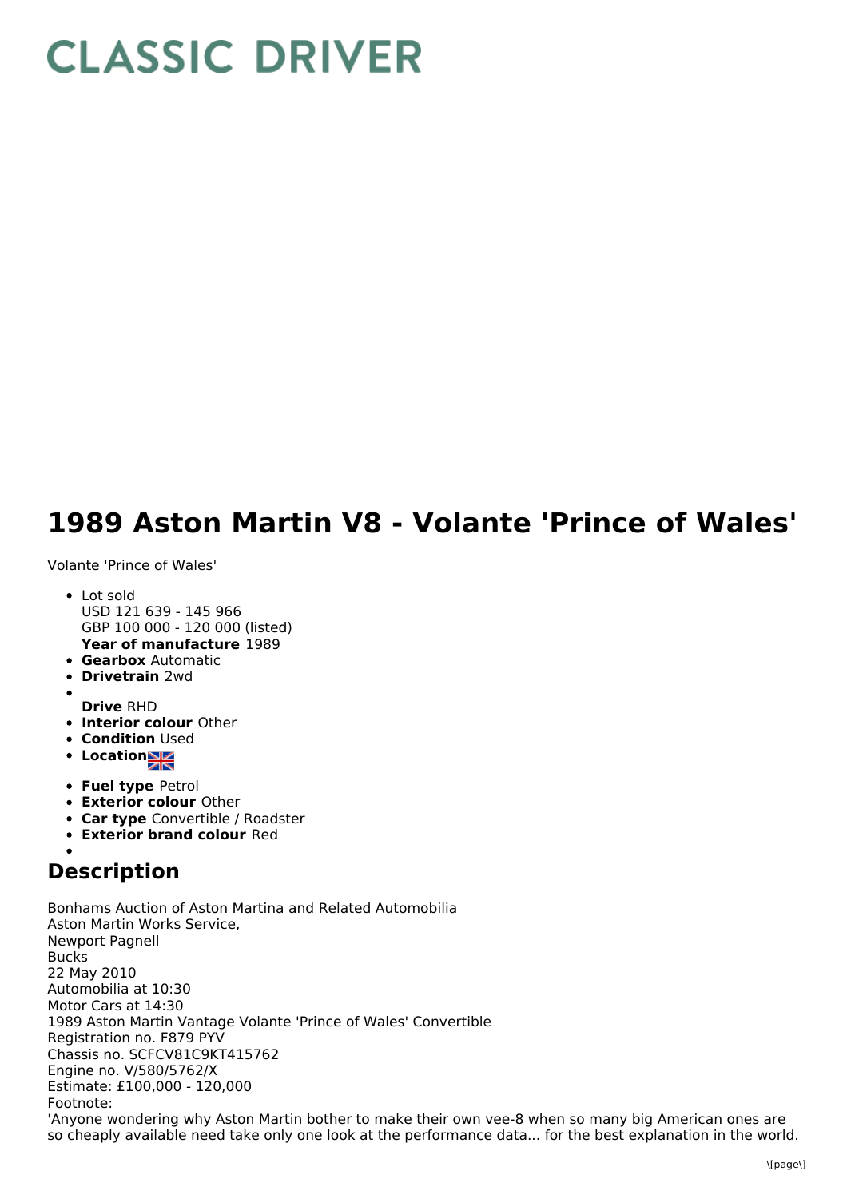# CLASSIC DRIVER

# 1989 Aston Martin V8 - Volante 'Prince of Wales'

Volante 'Prince of Wales'

- Lot sold
  USD 121 639 - 145 966
  GBP 100 000 - 120 000 (listed)
  **Year of manufacture** 1989
- **Gearbox** Automatic
- **Drivetrain** 2wd
- **Drive** RHD
- **Interior colour** Other
- **Condition** Used
- **Location**
- **Fuel type** Petrol
- **Exterior colour** Other
- **Car type** Convertible / Roadster
- **Exterior brand colour** Red

## Description

Bonhams Auction of Aston Martina and Related Automobilia
Aston Martin Works Service,
Newport Pagnell
Bucks
22 May 2010
Automobilia at 10:30
Motor Cars at 14:30
1989 Aston Martin Vantage Volante 'Prince of Wales' Convertible
Registration no. F879 PYV
Chassis no. SCFCV81C9KT415762
Engine no. V/580/5762/X
Estimate: £100,000 - 120,000
Footnote:
'Anyone wondering why Aston Martin bother to make their own vee-8 when so many big American ones are so cheaply available need take only one look at the performance data... for the best explanation in the world.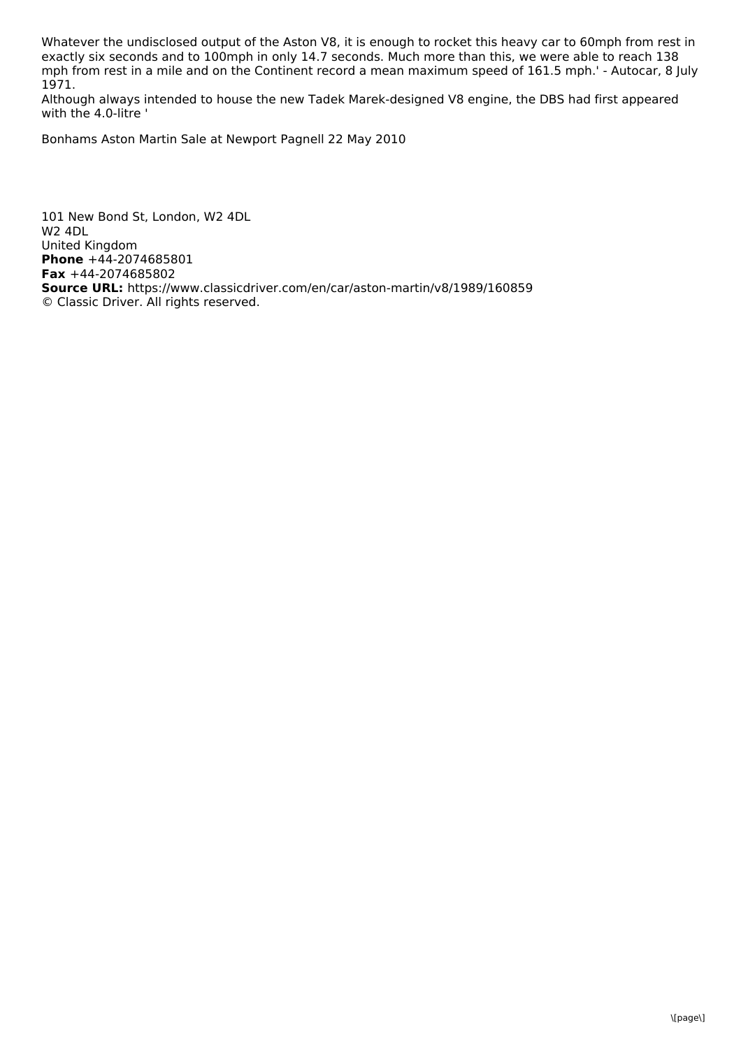Whatever the undisclosed output of the Aston V8, it is enough to rocket this heavy car to 60mph from rest in exactly six seconds and to 100mph in only 14.7 seconds. Much more than this, we were able to reach 138 mph from rest in a mile and on the Continent record a mean maximum speed of 161.5 mph.' - Autocar, 8 July 1971.
Although always intended to house the new Tadek Marek-designed V8 engine, the DBS had first appeared with the 4.0-litre '

Bonhams Aston Martin Sale at Newport Pagnell 22 May 2010

101 New Bond St, London, W2 4DL
W2 4DL
United Kingdom
**Phone** +44-2074685801
**Fax** +44-2074685802
**Source URL:** https://www.classicdriver.com/en/car/aston-martin/v8/1989/160859
© Classic Driver. All rights reserved.